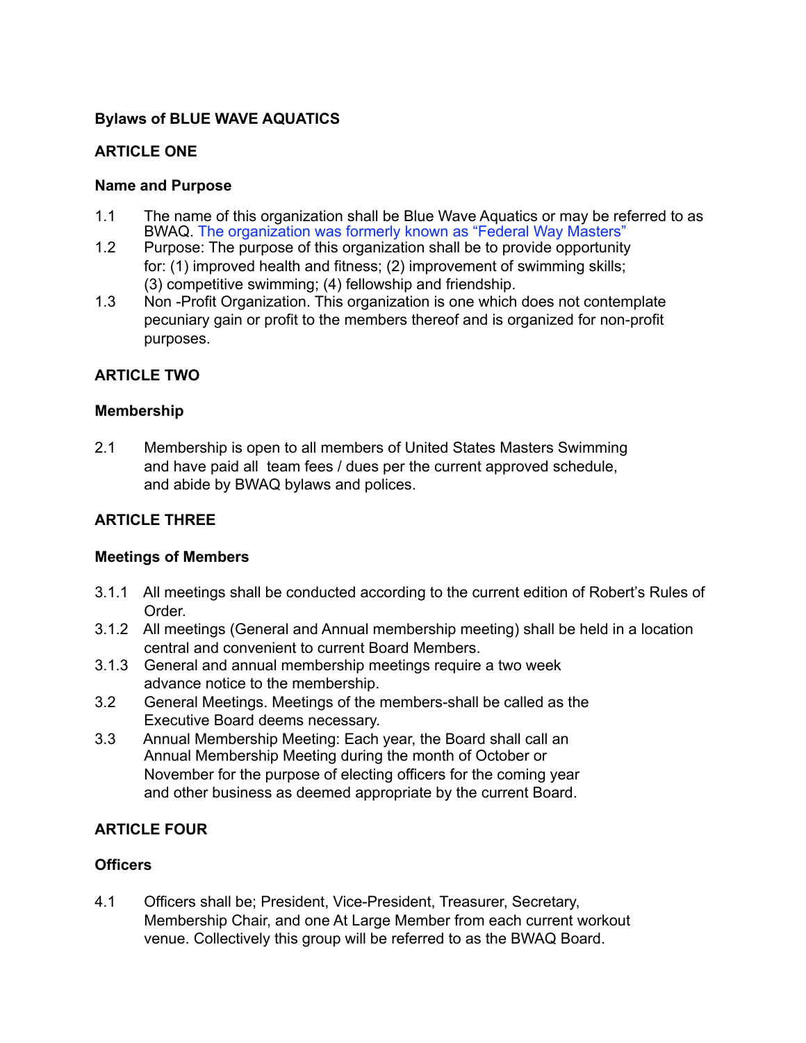**Bylaws of BLUE WAVE AQUATICS**

**ARTICLE ONE**

**Name and Purpose**

1.1 The name of this organization shall be Blue Wave Aquatics or may be referred to as BWAQ. The organization was formerly known as “Federal Way Masters”

1.2 Purpose: The purpose of this organization shall be to provide opportunity for: (1) improved health and fitness; (2) improvement of swimming skills; (3) competitive swimming; (4) fellowship and friendship.

1.3 Non -Profit Organization. This organization is one which does not contemplate pecuniary gain or profit to the members thereof and is organized for non-profit purposes.

**ARTICLE TWO**

**Membership**

2.1 Membership is open to all members of United States Masters Swimming and have paid all team fees / dues per the current approved schedule, and abide by BWAQ bylaws and polices.

**ARTICLE THREE**

**Meetings of Members**

3.1.1 All meetings shall be conducted according to the current edition of Robert’s Rules of Order.

3.1.2 All meetings (General and Annual membership meeting) shall be held in a location central and convenient to current Board Members.

3.1.3 General and annual membership meetings require a two week advance notice to the membership.

3.2 General Meetings. Meetings of the members-shall be called as the Executive Board deems necessary.

3.3 Annual Membership Meeting: Each year, the Board shall call an Annual Membership Meeting during the month of October or November for the purpose of electing officers for the coming year and other business as deemed appropriate by the current Board.

**ARTICLE FOUR**

**Officers**

4.1 Officers shall be; President, Vice-President, Treasurer, Secretary, Membership Chair, and one At Large Member from each current workout venue. Collectively this group will be referred to as the BWAQ Board.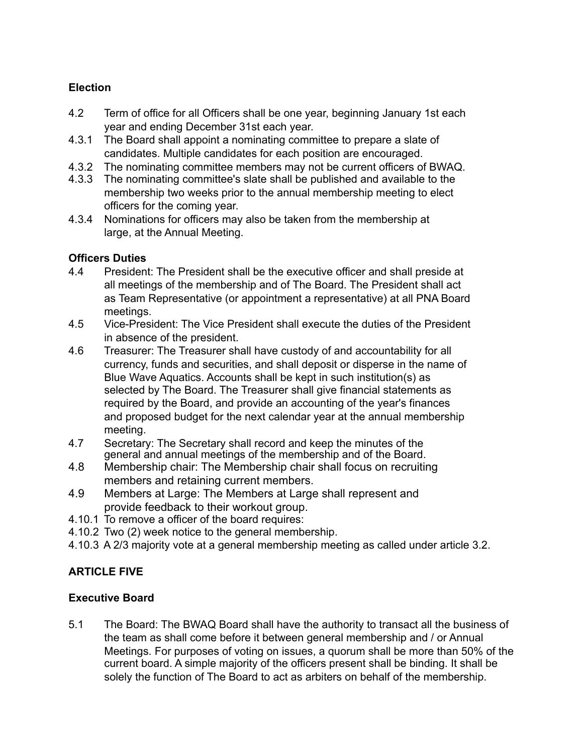**Election**

4.2 Term of office for all Officers shall be one year, beginning January 1st each year and ending December 31st each year.

4.3.1 The Board shall appoint a nominating committee to prepare a slate of candidates. Multiple candidates for each position are encouraged.

4.3.2 The nominating committee members may not be current officers of BWAQ.

4.3.3 The nominating committee's slate shall be published and available to the membership two weeks prior to the annual membership meeting to elect officers for the coming year.

4.3.4 Nominations for officers may also be taken from the membership at large, at the Annual Meeting.

**Officers Duties**

4.4 President: The President shall be the executive officer and shall preside at all meetings of the membership and of The Board. The President shall act as Team Representative (or appointment a representative) at all PNA Board meetings.

4.5 Vice-President: The Vice President shall execute the duties of the President in absence of the president.

4.6 Treasurer: The Treasurer shall have custody of and accountability for all currency, funds and securities, and shall deposit or disperse in the name of Blue Wave Aquatics. Accounts shall be kept in such institution(s) as selected by The Board. The Treasurer shall give financial statements as required by the Board, and provide an accounting of the year's finances and proposed budget for the next calendar year at the annual membership meeting.

4.7 Secretary: The Secretary shall record and keep the minutes of the general and annual meetings of the membership and of the Board.

4.8 Membership chair: The Membership chair shall focus on recruiting members and retaining current members.

4.9 Members at Large: The Members at Large shall represent and provide feedback to their workout group.

4.10.1 To remove a officer of the board requires:

4.10.2 Two (2) week notice to the general membership.

4.10.3 A 2/3 majority vote at a general membership meeting as called under article 3.2.

## ARTICLE FIVE

**Executive Board**

5.1 The Board: The BWAQ Board shall have the authority to transact all the business of the team as shall come before it between general membership and / or Annual Meetings. For purposes of voting on issues, a quorum shall be more than 50% of the current board. A simple majority of the officers present shall be binding. It shall be solely the function of The Board to act as arbiters on behalf of the membership.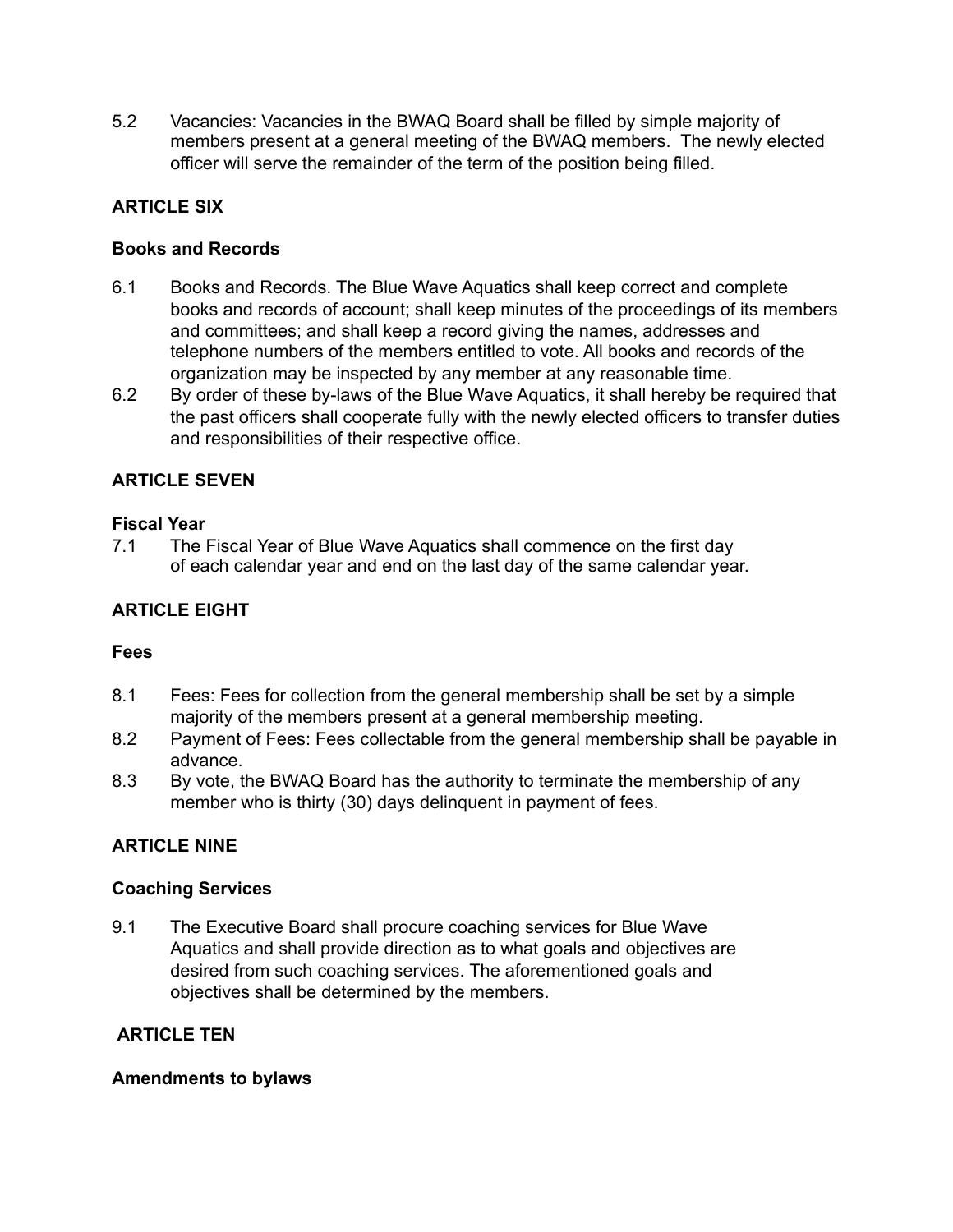5.2 Vacancies: Vacancies in the BWAQ Board shall be filled by simple majority of members present at a general meeting of the BWAQ members. The newly elected officer will serve the remainder of the term of the position being filled.

## ARTICLE SIX

### Books and Records

6.1 Books and Records. The Blue Wave Aquatics shall keep correct and complete books and records of account; shall keep minutes of the proceedings of its members and committees; and shall keep a record giving the names, addresses and telephone numbers of the members entitled to vote. All books and records of the organization may be inspected by any member at any reasonable time.

6.2 By order of these by-laws of the Blue Wave Aquatics, it shall hereby be required that the past officers shall cooperate fully with the newly elected officers to transfer duties and responsibilities of their respective office.

## ARTICLE SEVEN

### Fiscal Year

7.1 The Fiscal Year of Blue Wave Aquatics shall commence on the first day of each calendar year and end on the last day of the same calendar year.

## ARTICLE EIGHT

### Fees

8.1 Fees: Fees for collection from the general membership shall be set by a simple majority of the members present at a general membership meeting.

8.2 Payment of Fees: Fees collectable from the general membership shall be payable in advance.

8.3 By vote, the BWAQ Board has the authority to terminate the membership of any member who is thirty (30) days delinquent in payment of fees.

## ARTICLE NINE

### Coaching Services

9.1 The Executive Board shall procure coaching services for Blue Wave Aquatics and shall provide direction as to what goals and objectives are desired from such coaching services. The aforementioned goals and objectives shall be determined by the members.

## ARTICLE TEN

### Amendments to bylaws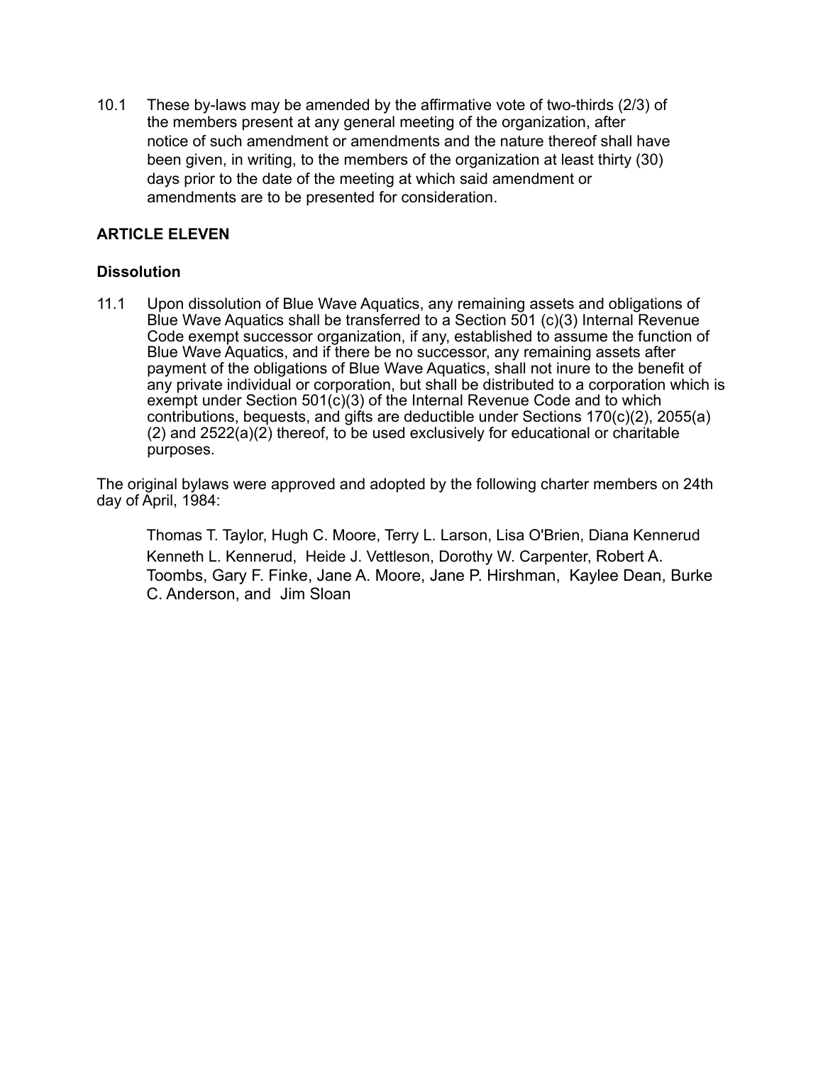10.1 These by-laws may be amended by the affirmative vote of two-thirds (2/3) of the members present at any general meeting of the organization, after notice of such amendment or amendments and the nature thereof shall have been given, in writing, to the members of the organization at least thirty (30) days prior to the date of the meeting at which said amendment or amendments are to be presented for consideration.

**ARTICLE ELEVEN**

**Dissolution**

11.1 Upon dissolution of Blue Wave Aquatics, any remaining assets and obligations of Blue Wave Aquatics shall be transferred to a Section 501 (c)(3) Internal Revenue Code exempt successor organization, if any, established to assume the function of Blue Wave Aquatics, and if there be no successor, any remaining assets after payment of the obligations of Blue Wave Aquatics, shall not inure to the benefit of any private individual or corporation, but shall be distributed to a corporation which is exempt under Section 501(c)(3) of the Internal Revenue Code and to which contributions, bequests, and gifts are deductible under Sections 170(c)(2), 2055(a)(2) and 2522(a)(2) thereof, to be used exclusively for educational or charitable purposes.

The original bylaws were approved and adopted by the following charter members on 24th day of April, 1984:

Thomas T. Taylor, Hugh C. Moore, Terry L. Larson, Lisa O'Brien, Diana Kennerud Kenneth L. Kennerud, Heide J. Vettleson, Dorothy W. Carpenter, Robert A. Toombs, Gary F. Finke, Jane A. Moore, Jane P. Hirshman, Kaylee Dean, Burke C. Anderson, and Jim Sloan